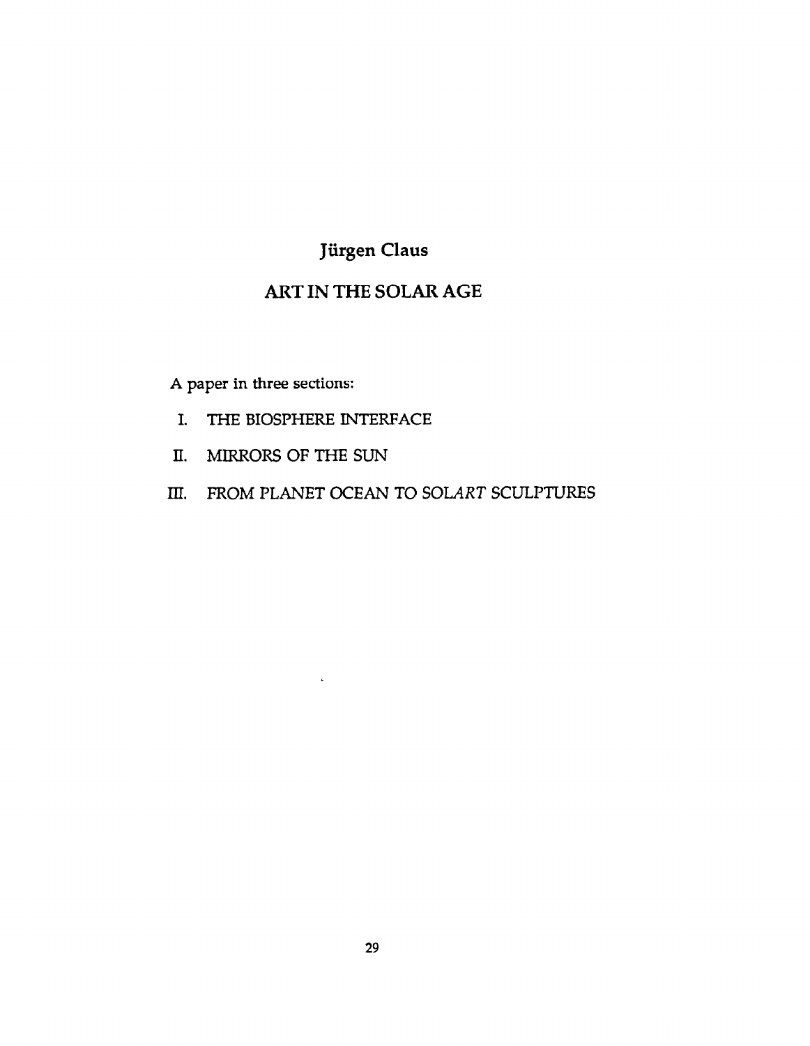# Jürgen Claus

## ART IN THE SOLAR AGE

A paper in three sections:

I. THE BIOSPHERE INTERFACE

II. MIRRORS OF THE SUN

III. FROM PLANET OCEAN TO SOL*ART* SCULPTURES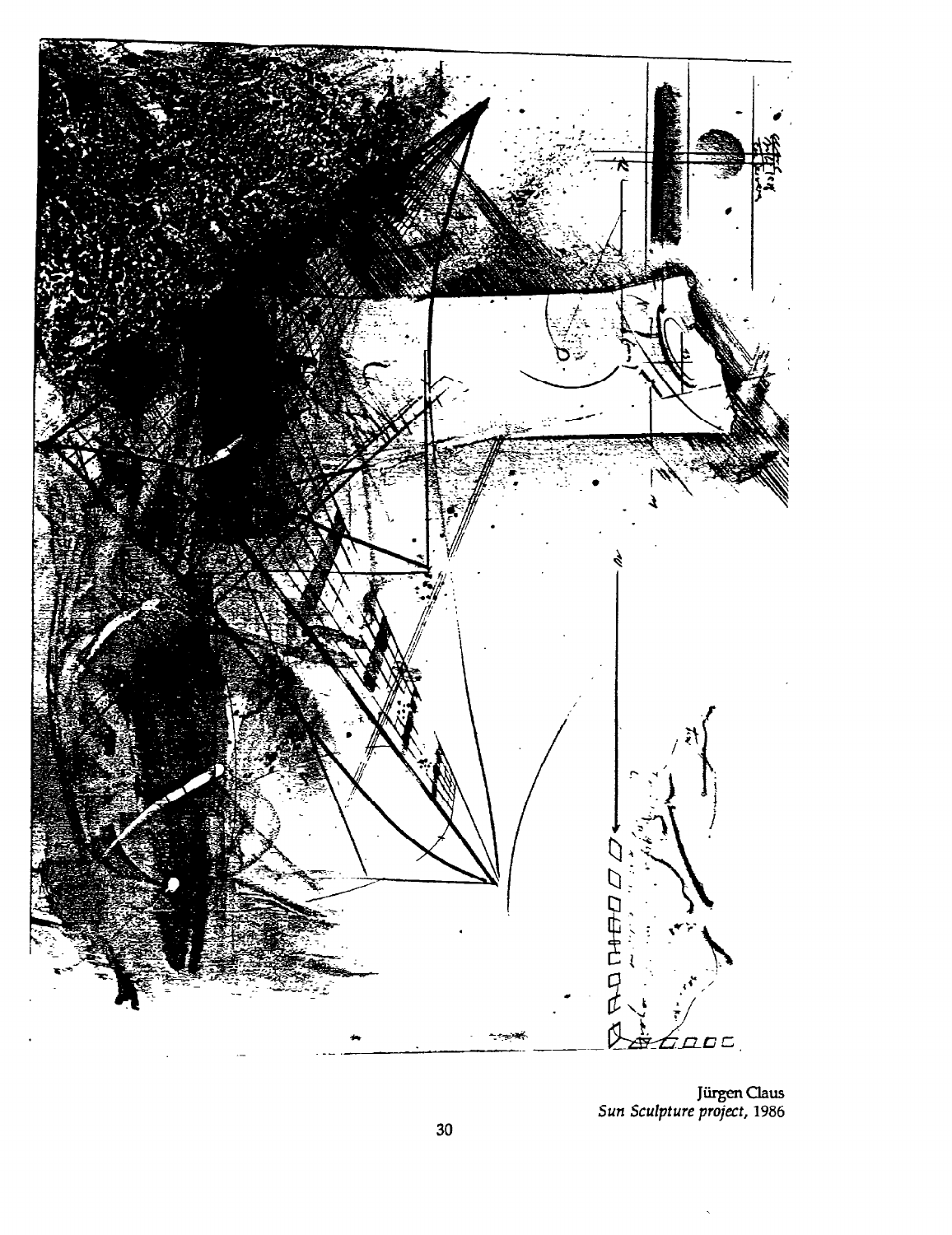Jürgen Claus
*Sun Sculpture project*, 1986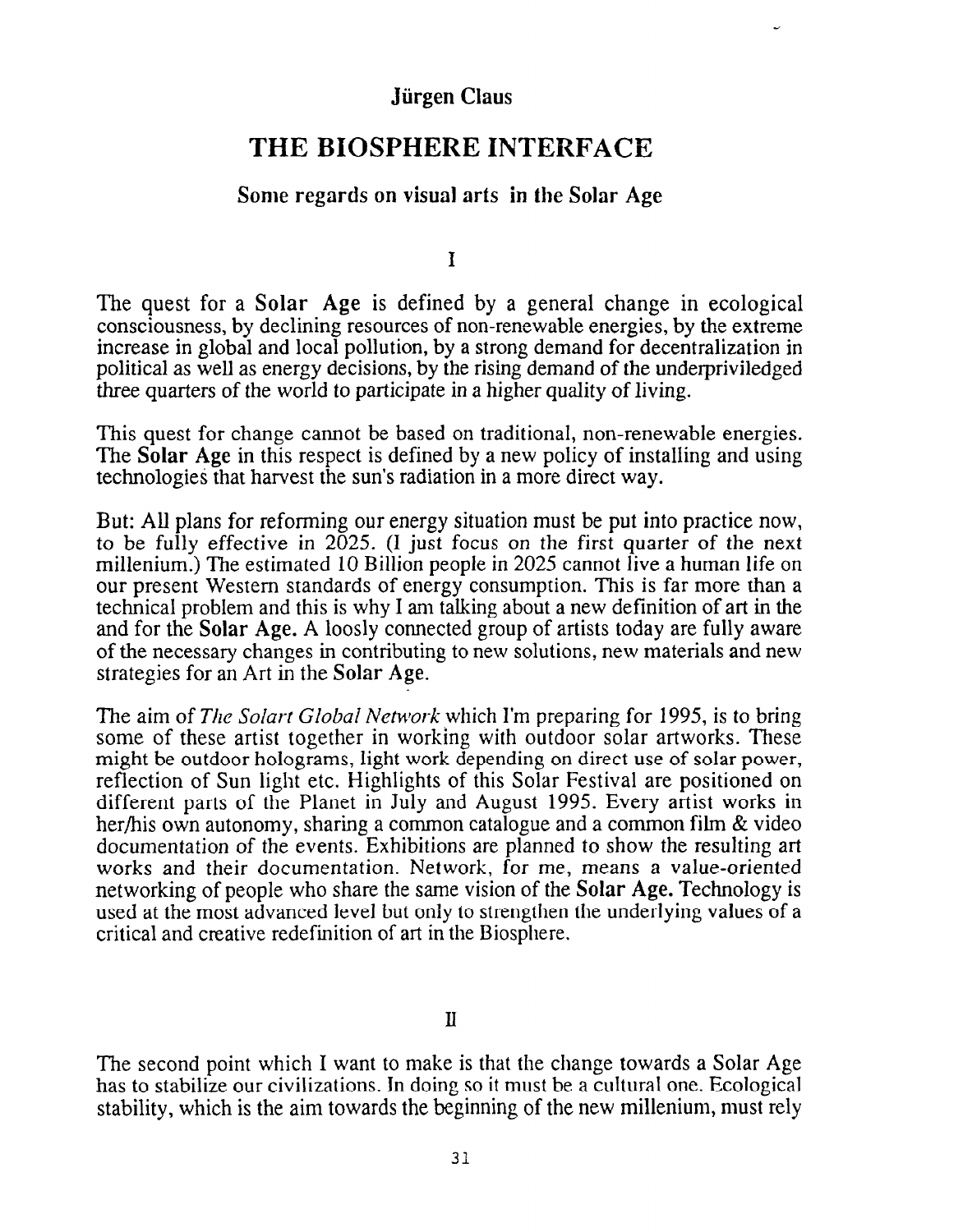Jürgen Claus

# THE BIOSPHERE INTERFACE

## Some regards on visual arts in the Solar Age

### I

The quest for a **Solar Age** is defined by a general change in ecological consciousness, by declining resources of non-renewable energies, by the extreme increase in global and local pollution, by a strong demand for decentralization in political as well as energy decisions, by the rising demand of the underpriviledged three quarters of the world to participate in a higher quality of living.

This quest for change cannot be based on traditional, non-renewable energies. The **Solar Age** in this respect is defined by a new policy of installing and using technologies that harvest the sun's radiation in a more direct way.

But: All plans for reforming our energy situation must be put into practice now, to be fully effective in 2025. (I just focus on the first quarter of the next millenium.) The estimated 10 Billion people in 2025 cannot live a human life on our present Western standards of energy consumption. This is far more than a technical problem and this is why I am talking about a new definition of art in the and for the **Solar Age.** A loosly connected group of artists today are fully aware of the necessary changes in contributing to new solutions, new materials and new strategies for an Art in the **Solar Age.**

The aim of *The Solart Global Network* which I'm preparing for 1995, is to bring some of these artist together in working with outdoor solar artworks. These might be outdoor holograms, light work depending on direct use of solar power, reflection of Sun light etc. Highlights of this Solar Festival are positioned on different parts of the Planet in July and August 1995. Every artist works in her/his own autonomy, sharing a common catalogue and a common film & video documentation of the events. Exhibitions are planned to show the resulting art works and their documentation. Network, for me, means a value-oriented networking of people who share the same vision of the **Solar Age.** Technology is used at the most advanced level but only to strengthen the underlying values of a critical and creative redefinition of art in the Biosphere.

### II

The second point which I want to make is that the change towards a Solar Age has to stabilize our civilizations. In doing so it must be a cultural one. Ecological stability, which is the aim towards the beginning of the new millenium, must rely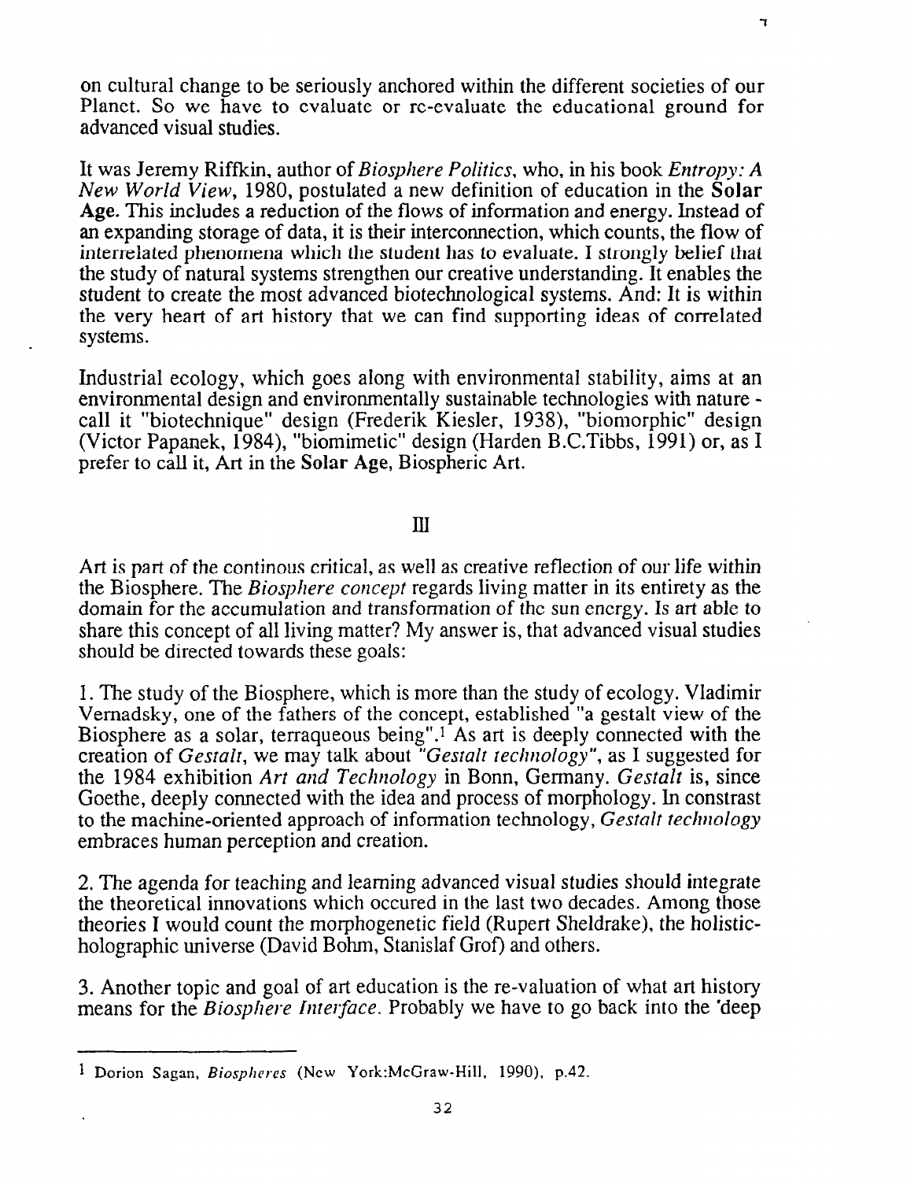on cultural change to be seriously anchored within the different societies of our Planet. So we have to evaluate or re-evaluate the educational ground for advanced visual studies.

It was Jeremy Riffkin, author of *Biosphere Politics*, who, in his book *Entropy: A New World View*, 1980, postulated a new definition of education in the **Solar Age**. This includes a reduction of the flows of information and energy. Instead of an expanding storage of data, it is their interconnection, which counts, the flow of interrelated phenomena which the student has to evaluate. I strongly belief that the study of natural systems strengthen our creative understanding. It enables the student to create the most advanced biotechnological systems. And: It is within the very heart of art history that we can find supporting ideas of correlated systems.

Industrial ecology, which goes along with environmental stability, aims at an environmental design and environmentally sustainable technologies with nature - call it "biotechnique" design (Frederik Kiesler, 1938), "biomorphic" design (Victor Papanek, 1984), "biomimetic" design (Harden B.C.Tibbs, 1991) or, as I prefer to call it, Art in the **Solar Age**, Biospheric Art.

## III

Art is part of the continous critical, as well as creative reflection of our life within the Biosphere. The *Biosphere concept* regards living matter in its entirety as the domain for the accumulation and transformation of the sun energy. Is art able to share this concept of all living matter? My answer is, that advanced visual studies should be directed towards these goals:

1. The study of the Biosphere, which is more than the study of ecology. Vladimir Vernadsky, one of the fathers of the concept, established "a gestalt view of the Biosphere as a solar, terraqueous being".[1] As art is deeply connected with the creation of *Gestalt*, we may talk about *"Gestalt technology"*, as I suggested for the 1984 exhibition *Art and Technology* in Bonn, Germany. *Gestalt* is, since Goethe, deeply connected with the idea and process of morphology. In constrast to the machine-oriented approach of information technology, *Gestalt technology* embraces human perception and creation.

2. The agenda for teaching and learning advanced visual studies should integrate the theoretical innovations which occured in the last two decades. Among those theories I would count the morphogenetic field (Rupert Sheldrake), the holistic-holographic universe (David Bohm, Stanislaf Grof) and others.

3. Another topic and goal of art education is the re-valuation of what art history means for the *Biosphere Interface*. Probably we have to go back into the 'deep

---

[1] Dorion Sagan, *Biospheres* (New York:McGraw-Hill, 1990), p.42.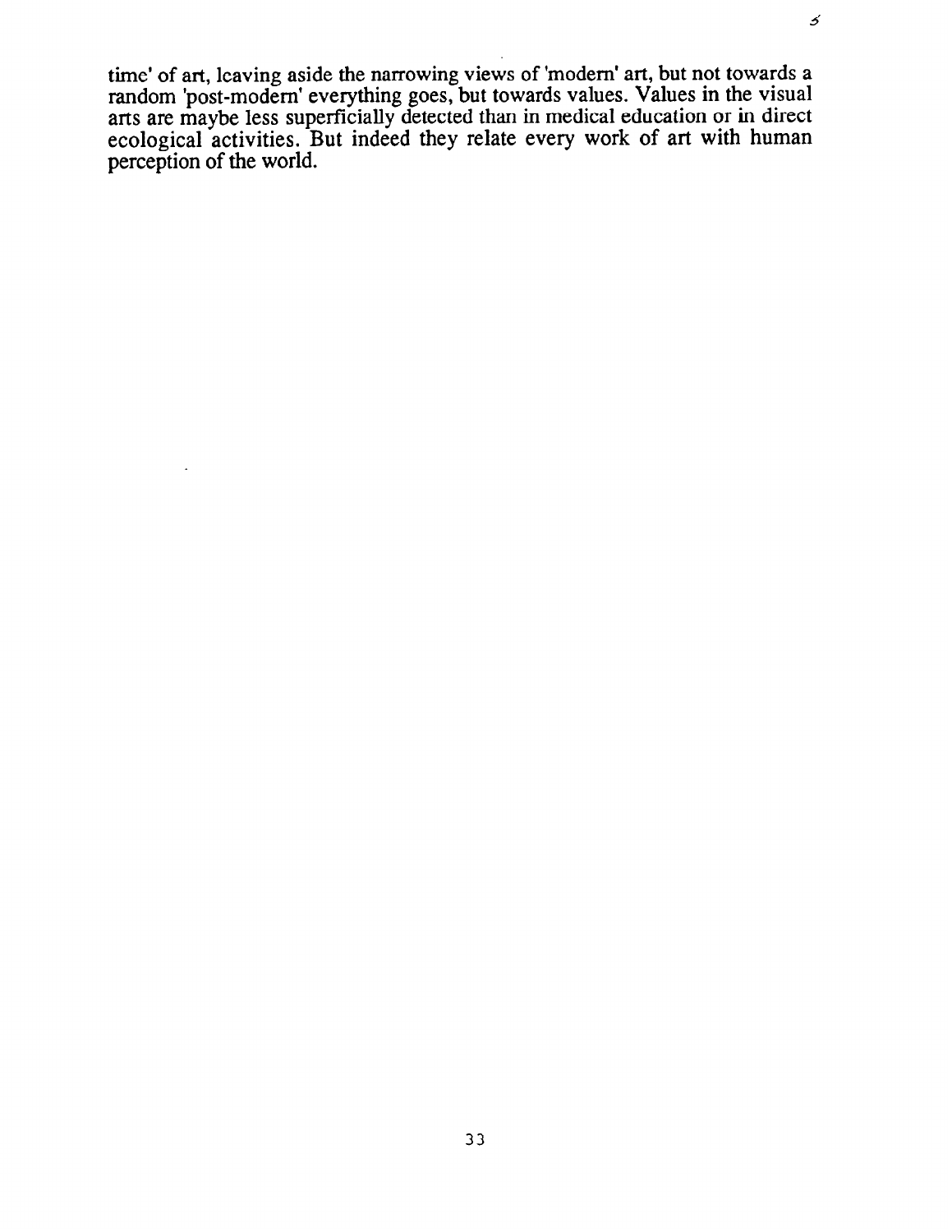time' of art, leaving aside the narrowing views of 'modern' art, but not towards a random 'post-modern' everything goes, but towards values. Values in the visual arts are maybe less superficially detected than in medical education or in direct ecological activities. But indeed they relate every work of art with human perception of the world.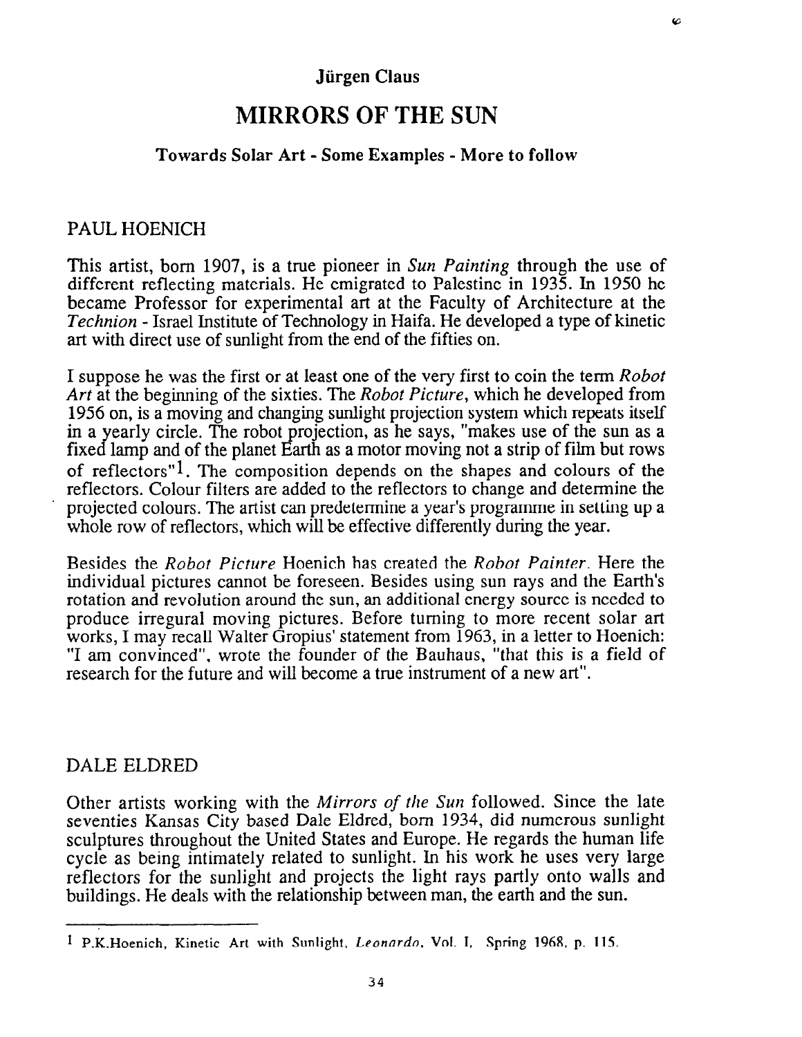Jürgen Claus

# MIRRORS OF THE SUN

### Towards Solar Art - Some Examples - More to follow

## PAUL HOENICH

This artist, born 1907, is a true pioneer in *Sun Painting* through the use of different reflecting materials. He emigrated to Palestine in 1935. In 1950 he became Professor for experimental art at the Faculty of Architecture at the *Technion* - Israel Institute of Technology in Haifa. He developed a type of kinetic art with direct use of sunlight from the end of the fifties on.

I suppose he was the first or at least one of the very first to coin the term *Robot Art* at the beginning of the sixties. The *Robot Picture*, which he developed from 1956 on, is a moving and changing sunlight projection system which repeats itself in a yearly circle. The robot projection, as he says, "makes use of the sun as a fixed lamp and of the planet Earth as a motor moving not a strip of film but rows of reflectors"[1]. The composition depends on the shapes and colours of the reflectors. Colour filters are added to the reflectors to change and determine the projected colours. The artist can predetermine a year's programme in setting up a whole row of reflectors, which will be effective differently during the year.

Besides the *Robot Picture* Hoenich has created the *Robot Painter*. Here the individual pictures cannot be foreseen. Besides using sun rays and the Earth's rotation and revolution around the sun, an additional energy source is needed to produce irregural moving pictures. Before turning to more recent solar art works, I may recall Walter Gropius' statement from 1963, in a letter to Hoenich: "I am convinced", wrote the founder of the Bauhaus, "that this is a field of research for the future and will become a true instrument of a new art".

## DALE ELDRED

Other artists working with the *Mirrors of the Sun* followed. Since the late seventies Kansas City based Dale Eldred, born 1934, did numerous sunlight sculptures throughout the United States and Europe. He regards the human life cycle as being intimately related to sunlight. In his work he uses very large reflectors for the sunlight and projects the light rays partly onto walls and buildings. He deals with the relationship between man, the earth and the sun.

---

[1] P.K.Hoenich, Kinetic Art with Sunlight, *Leonardo*, Vol. I, Spring 1968, p. 115.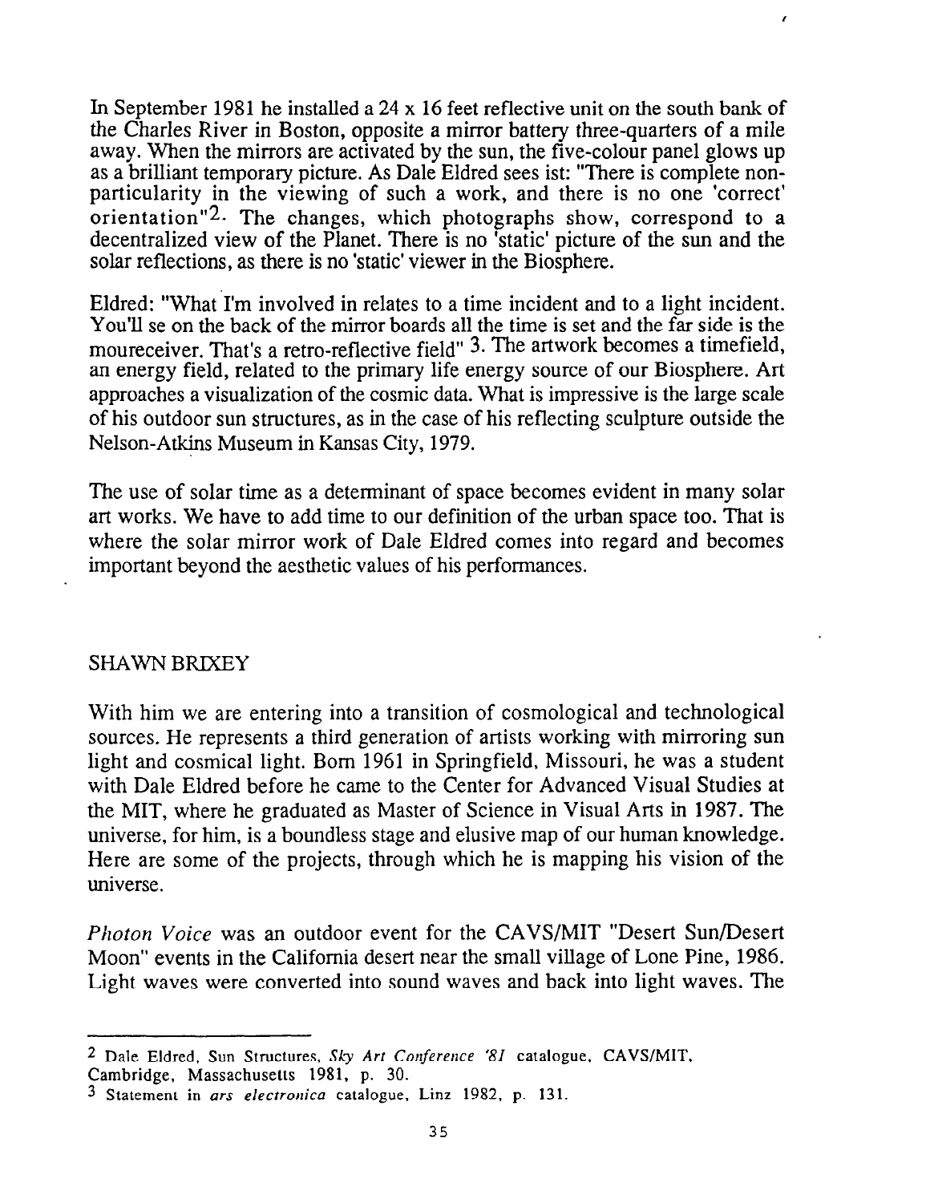In September 1981 he installed a 24 x 16 feet reflective unit on the south bank of the Charles River in Boston, opposite a mirror battery three-quarters of a mile away. When the mirrors are activated by the sun, the five-colour panel glows up as a brilliant temporary picture. As Dale Eldred sees ist: "There is complete non-particularity in the viewing of such a work, and there is no one 'correct' orientation"[2]. The changes, which photographs show, correspond to a decentralized view of the Planet. There is no 'static' picture of the sun and the solar reflections, as there is no 'static' viewer in the Biosphere.

Eldred: "What I'm involved in relates to a time incident and to a light incident. You'll se on the back of the mirror boards all the time is set and the far side is the moureceiver. That's a retro-reflective field" [3]. The artwork becomes a timefield, an energy field, related to the primary life energy source of our Biosphere. Art approaches a visualization of the cosmic data. What is impressive is the large scale of his outdoor sun structures, as in the case of his reflecting sculpture outside the Nelson-Atkins Museum in Kansas City, 1979.

The use of solar time as a determinant of space becomes evident in many solar art works. We have to add time to our definition of the urban space too. That is where the solar mirror work of Dale Eldred comes into regard and becomes important beyond the aesthetic values of his performances.

## SHAWN BRIXEY

With him we are entering into a transition of cosmological and technological sources. He represents a third generation of artists working with mirroring sun light and cosmical light. Born 1961 in Springfield, Missouri, he was a student with Dale Eldred before he came to the Center for Advanced Visual Studies at the MIT, where he graduated as Master of Science in Visual Arts in 1987. The universe, for him, is a boundless stage and elusive map of our human knowledge. Here are some of the projects, through which he is mapping his vision of the universe.

*Photon Voice* was an outdoor event for the CAVS/MIT "Desert Sun/Desert Moon" events in the California desert near the small village of Lone Pine, 1986. Light waves were converted into sound waves and back into light waves. The

---

[2] Dale Eldred, Sun Structures, *Sky Art Conference '81* catalogue, CAVS/MIT, Cambridge, Massachusetts 1981, p. 30.

[3] Statement in *ars electronica* catalogue, Linz 1982, p. 131.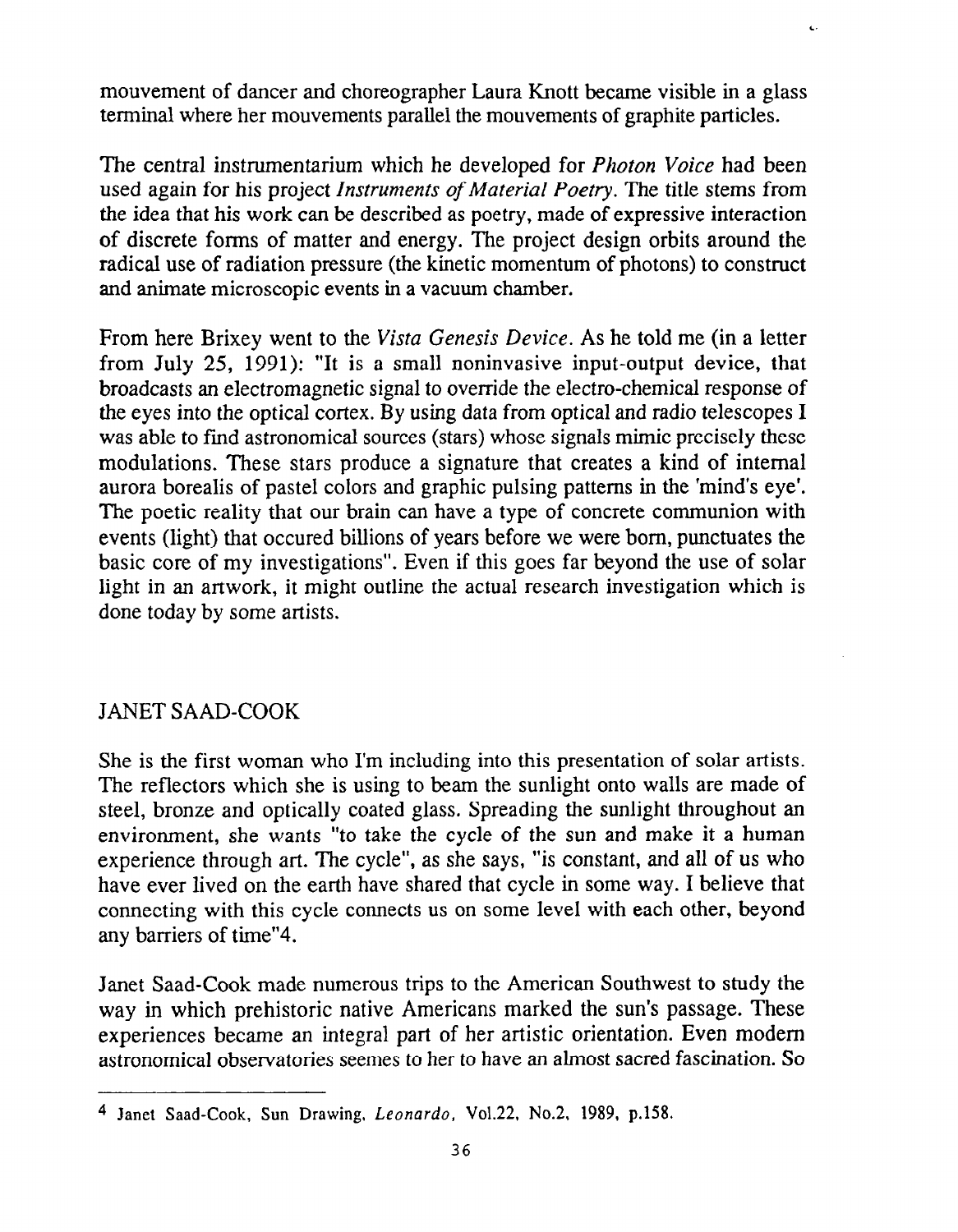mouvement of dancer and choreographer Laura Knott became visible in a glass terminal where her mouvements parallel the mouvements of graphite particles.

The central instrumentarium which he developed for *Photon Voice* had been used again for his project *Instruments of Material Poetry*. The title stems from the idea that his work can be described as poetry, made of expressive interaction of discrete forms of matter and energy. The project design orbits around the radical use of radiation pressure (the kinetic momentum of photons) to construct and animate microscopic events in a vacuum chamber.

From here Brixey went to the *Vista Genesis Device*. As he told me (in a letter from July 25, 1991): "It is a small noninvasive input-output device, that broadcasts an electromagnetic signal to override the electro-chemical response of the eyes into the optical cortex. By using data from optical and radio telescopes I was able to find astronomical sources (stars) whose signals mimic precisely these modulations. These stars produce a signature that creates a kind of internal aurora borealis of pastel colors and graphic pulsing patterns in the 'mind's eye'. The poetic reality that our brain can have a type of concrete communion with events (light) that occured billions of years before we were born, punctuates the basic core of my investigations". Even if this goes far beyond the use of solar light in an artwork, it might outline the actual research investigation which is done today by some artists.

## JANET SAAD-COOK

She is the first woman who I'm including into this presentation of solar artists. The reflectors which she is using to beam the sunlight onto walls are made of steel, bronze and optically coated glass. Spreading the sunlight throughout an environment, she wants "to take the cycle of the sun and make it a human experience through art. The cycle", as she says, "is constant, and all of us who have ever lived on the earth have shared that cycle in some way. I believe that connecting with this cycle connects us on some level with each other, beyond any barriers of time"[4].

Janet Saad-Cook made numerous trips to the American Southwest to study the way in which prehistoric native Americans marked the sun's passage. These experiences became an integral part of her artistic orientation. Even modern astronomical observatories seemes to her to have an almost sacred fascination. So

---

[4] Janet Saad-Cook, Sun Drawing, *Leonardo*, Vol.22, No.2, 1989, p.158.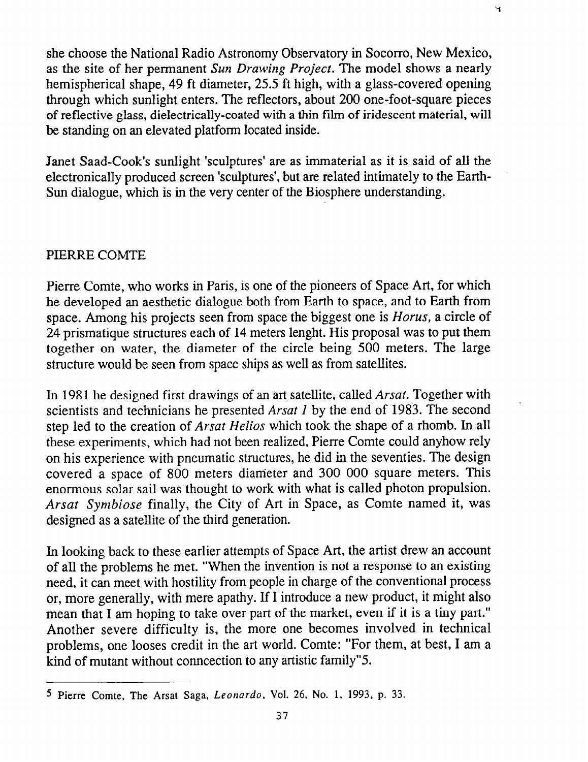she choose the National Radio Astronomy Observatory in Socorro, New Mexico, as the site of her permanent *Sun Drawing Project*. The model shows a nearly hemispherical shape, 49 ft diameter, 25.5 ft high, with a glass-covered opening through which sunlight enters. The reflectors, about 200 one-foot-square pieces of reflective glass, dielectrically-coated with a thin film of iridescent material, will be standing on an elevated platform located inside.

Janet Saad-Cook's sunlight 'sculptures' are as immaterial as it is said of all the electronically produced screen 'sculptures', but are related intimately to the Earth-Sun dialogue, which is in the very center of the Biosphere understanding.

## PIERRE COMTE

Pierre Comte, who works in Paris, is one of the pioneers of Space Art, for which he developed an aesthetic dialogue both from Earth to space, and to Earth from space. Among his projects seen from space the biggest one is *Horus*, a circle of 24 prismatique structures each of 14 meters lenght. His proposal was to put them together on water, the diameter of the circle being 500 meters. The large structure would be seen from space ships as well as from satellites.

In 1981 he designed first drawings of an art satellite, called *Arsat*. Together with scientists and technicians he presented *Arsat 1* by the end of 1983. The second step led to the creation of *Arsat Helios* which took the shape of a rhomb. In all these experiments, which had not been realized, Pierre Comte could anyhow rely on his experience with pneumatic structures, he did in the seventies. The design covered a space of 800 meters diameter and 300 000 square meters. This enormous solar sail was thought to work with what is called photon propulsion. *Arsat Symbiose* finally, the City of Art in Space, as Comte named it, was designed as a satellite of the third generation.

In looking back to these earlier attempts of Space Art, the artist drew an account of all the problems he met. "When the invention is not a response to an existing need, it can meet with hostility from people in charge of the conventional process or, more generally, with mere apathy. If I introduce a new product, it might also mean that I am hoping to take over part of the market, even if it is a tiny part." Another severe difficulty is, the more one becomes involved in technical problems, one looses credit in the art world. Comte: "For them, at best, I am a kind of mutant without conncection to any artistic family"[5].

---

[5] Pierre Comte, The Arsat Saga, *Leonardo*, Vol. 26, No. 1, 1993, p. 33.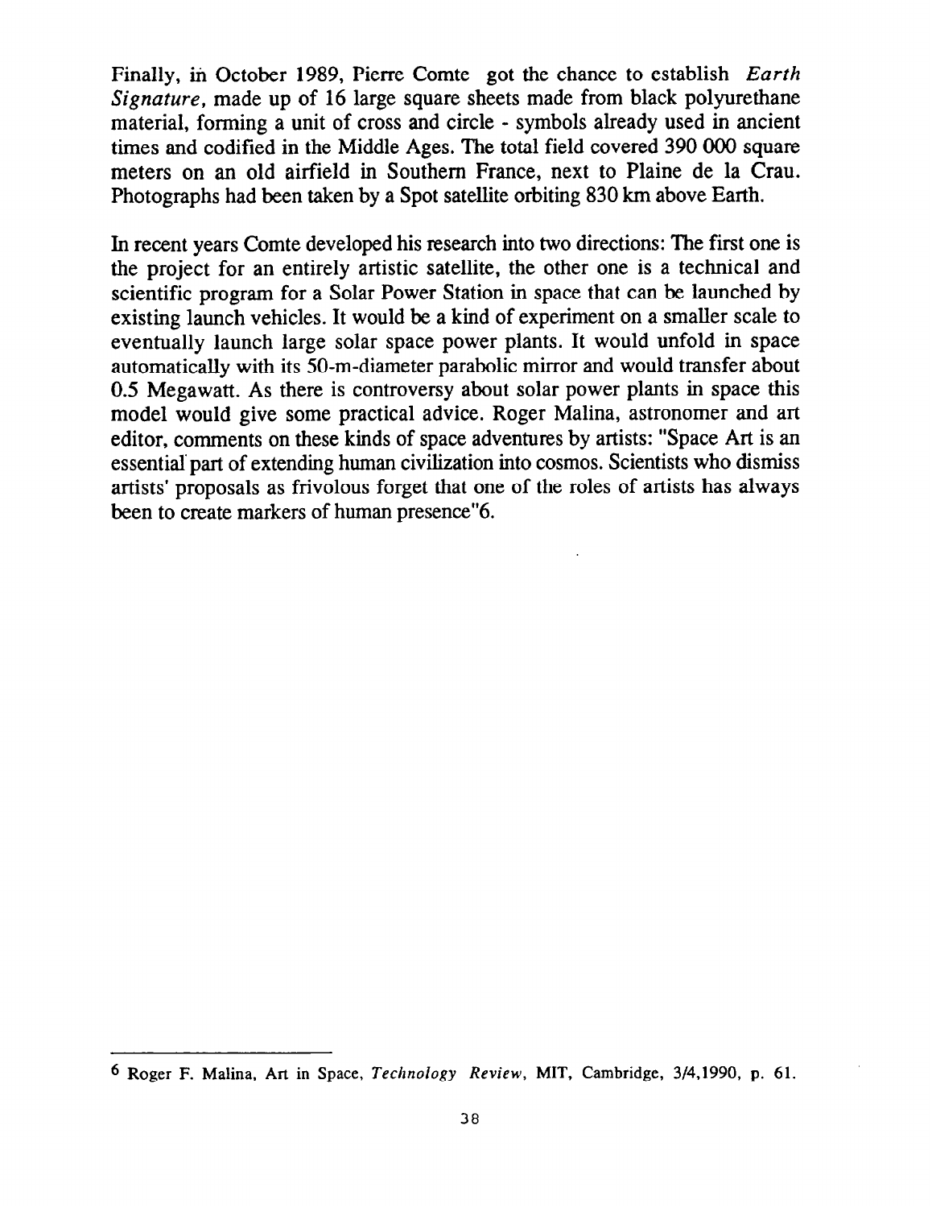Finally, in October 1989, Pierre Comte got the chance to establish *Earth Signature*, made up of 16 large square sheets made from black polyurethane material, forming a unit of cross and circle - symbols already used in ancient times and codified in the Middle Ages. The total field covered 390 000 square meters on an old airfield in Southern France, next to Plaine de la Crau. Photographs had been taken by a Spot satellite orbiting 830 km above Earth.

In recent years Comte developed his research into two directions: The first one is the project for an entirely artistic satellite, the other one is a technical and scientific program for a Solar Power Station in space that can be launched by existing launch vehicles. It would be a kind of experiment on a smaller scale to eventually launch large solar space power plants. It would unfold in space automatically with its 50-m-diameter parabolic mirror and would transfer about 0.5 Megawatt. As there is controversy about solar power plants in space this model would give some practical advice. Roger Malina, astronomer and art editor, comments on these kinds of space adventures by artists: "Space Art is an essential part of extending human civilization into cosmos. Scientists who dismiss artists' proposals as frivolous forget that one of the roles of artists has always been to create markers of human presence"[6].

---

[6] Roger F. Malina, Art in Space, *Technology Review*, MIT, Cambridge, 3/4,1990, p. 61.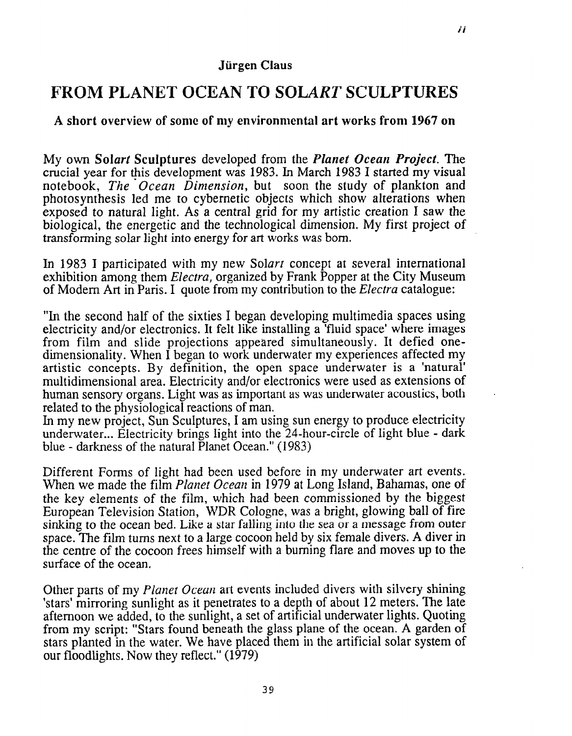**Jürgen Claus**

# FROM PLANET OCEAN TO SOL*ART* SCULPTURES

### A short overview of some of my environmental art works from 1967 on

My own **Sol*art* Sculptures** developed from the ***Planet Ocean Project***. The crucial year for this development was 1983. In March 1983 I started my visual notebook, *The Ocean Dimension*, but soon the study of plankton and photosynthesis led me to cybernetic objects which show alterations when exposed to natural light. As a central grid for my artistic creation I saw the biological, the energetic and the technological dimension. My first project of transforming solar light into energy for art works was born.

In 1983 I participated with my new Sol*art* concept at several international exhibition among them *Electra*, organized by Frank Popper at the City Museum of Modern Art in Paris. I quote from my contribution to the *Electra* catalogue:

"In the second half of the sixties I began developing multimedia spaces using electricity and/or electronics. It felt like installing a 'fluid space' where images from film and slide projections appeared simultaneously. It defied one-dimensionality. When I began to work underwater my experiences affected my artistic concepts. By definition, the open space underwater is a 'natural' multidimensional area. Electricity and/or electronics were used as extensions of human sensory organs. Light was as important as was underwater acoustics, both related to the physiological reactions of man.
In my new project, Sun Sculptures, I am using sun energy to produce electricity underwater... Electricity brings light into the 24-hour-circle of light blue - dark blue - darkness of the natural Planet Ocean." (1983)

Different Forms of light had been used before in my underwater art events. When we made the film *Planet Ocean* in 1979 at Long Island, Bahamas, one of the key elements of the film, which had been commissioned by the biggest European Television Station, WDR Cologne, was a bright, glowing ball of fire sinking to the ocean bed. Like a star falling into the sea or a message from outer space. The film turns next to a large cocoon held by six female divers. A diver in the centre of the cocoon frees himself with a burning flare and moves up to the surface of the ocean.

Other parts of my *Planet Ocean* art events included divers with silvery shining 'stars' mirroring sunlight as it penetrates to a depth of about 12 meters. The late afternoon we added, to the sunlight, a set of artificial underwater lights. Quoting from my script: "Stars found beneath the glass plane of the ocean. A garden of stars planted in the water. We have placed them in the artificial solar system of our floodlights. Now they reflect." (1979)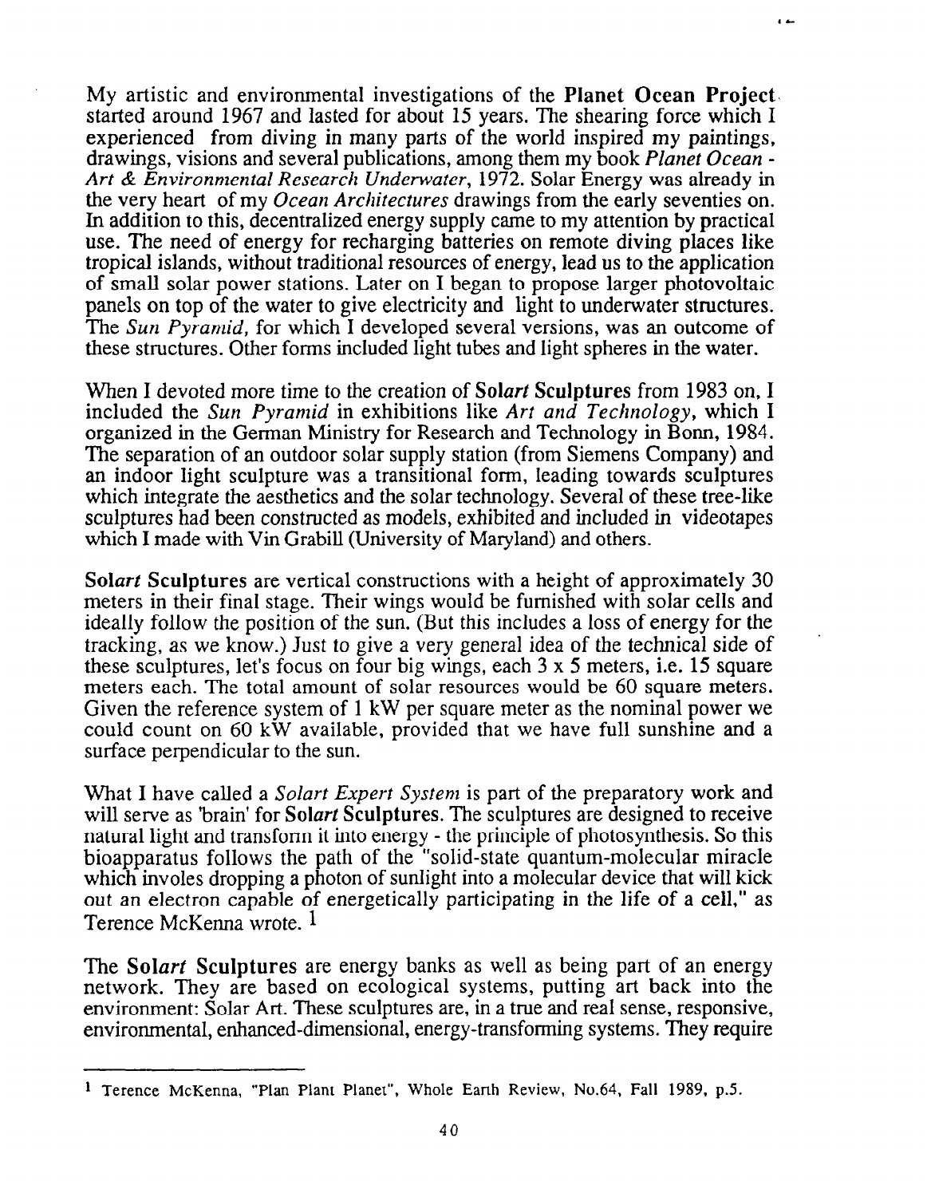My artistic and environmental investigations of the **Planet Ocean Project** started around 1967 and lasted for about 15 years. The shearing force which I experienced from diving in many parts of the world inspired my paintings, drawings, visions and several publications, among them my book *Planet Ocean - Art & Environmental Research Underwater*, 1972. Solar Energy was already in the very heart of my *Ocean Architectures* drawings from the early seventies on. In addition to this, decentralized energy supply came to my attention by practical use. The need of energy for recharging batteries on remote diving places like tropical islands, without traditional resources of energy, lead us to the application of small solar power stations. Later on I began to propose larger photovoltaic panels on top of the water to give electricity and light to underwater structures. The *Sun Pyramid*, for which I developed several versions, was an outcome of these structures. Other forms included light tubes and light spheres in the water.

When I devoted more time to the creation of **Sol*art* Sculptures** from 1983 on, I included the *Sun Pyramid* in exhibitions like *Art and Technology*, which I organized in the German Ministry for Research and Technology in Bonn, 1984. The separation of an outdoor solar supply station (from Siemens Company) and an indoor light sculpture was a transitional form, leading towards sculptures which integrate the aesthetics and the solar technology. Several of these tree-like sculptures had been constructed as models, exhibited and included in videotapes which I made with Vin Grabill (University of Maryland) and others.

**Sol*art* Sculptures** are vertical constructions with a height of approximately 30 meters in their final stage. Their wings would be furnished with solar cells and ideally follow the position of the sun. (But this includes a loss of energy for the tracking, as we know.) Just to give a very general idea of the technical side of these sculptures, let's focus on four big wings, each 3 x 5 meters, i.e. 15 square meters each. The total amount of solar resources would be 60 square meters. Given the reference system of 1 kW per square meter as the nominal power we could count on 60 kW available, provided that we have full sunshine and a surface perpendicular to the sun.

What I have called a *Solart Expert System* is part of the preparatory work and will serve as 'brain' for **Sol*art* Sculptures**. The sculptures are designed to receive natural light and transform it into energy - the principle of photosynthesis. So this bioapparatus follows the path of the "solid-state quantum-molecular miracle which involes dropping a photon of sunlight into a molecular device that will kick out an electron capable of energetically participating in the life of a cell," as Terence McKenna wrote. [1]

The **Sol*art* Sculptures** are energy banks as well as being part of an energy network. They are based on ecological systems, putting art back into the environment: Solar Art. These sculptures are, in a true and real sense, responsive, environmental, enhanced-dimensional, energy-transforming systems. They require

---

[1] Terence McKenna, "Plan Plant Planet", Whole Earth Review, No.64, Fall 1989, p.5.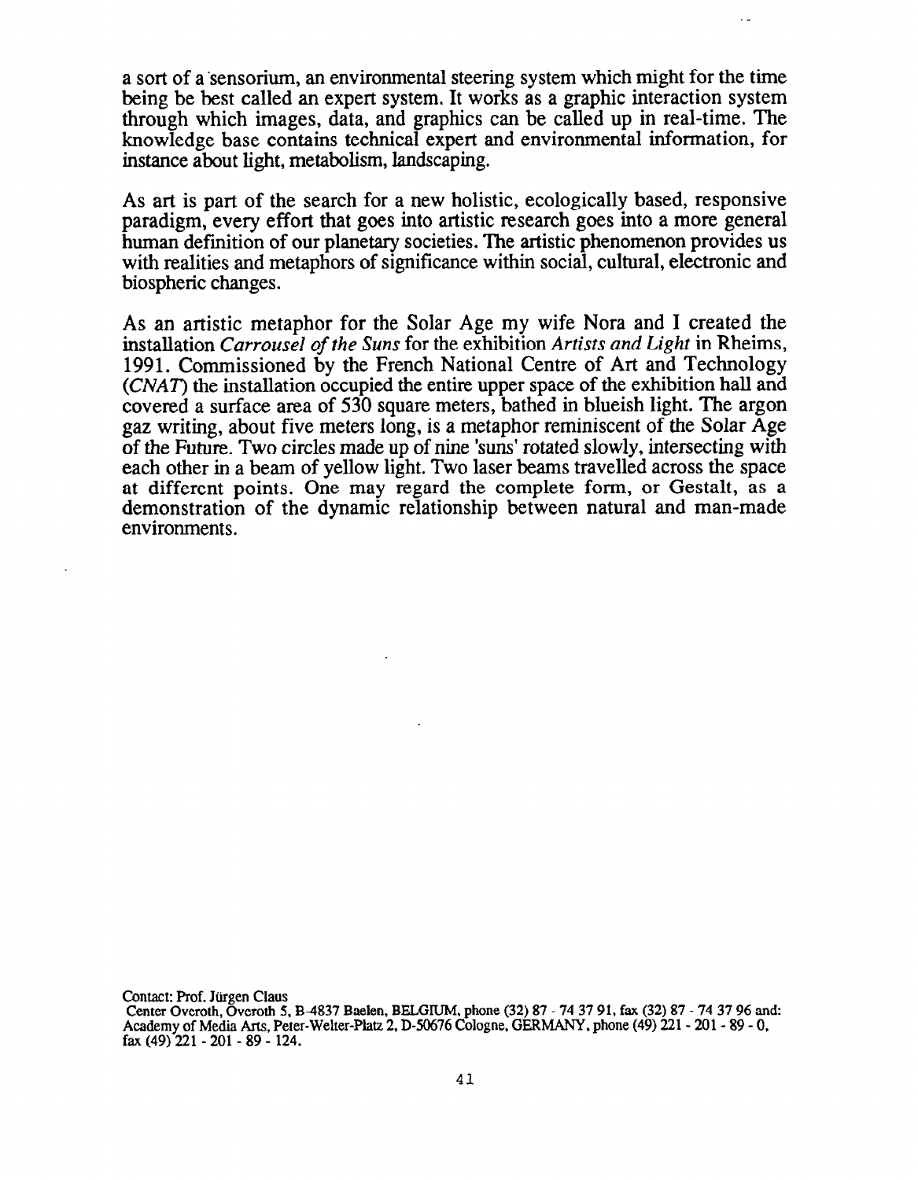a sort of a sensorium, an environmental steering system which might for the time being be best called an expert system. It works as a graphic interaction system through which images, data, and graphics can be called up in real-time. The knowledge base contains technical expert and environmental information, for instance about light, metabolism, landscaping.

As art is part of the search for a new holistic, ecologically based, responsive paradigm, every effort that goes into artistic research goes into a more general human definition of our planetary societies. The artistic phenomenon provides us with realities and metaphors of significance within social, cultural, electronic and biospheric changes.

As an artistic metaphor for the Solar Age my wife Nora and I created the installation *Carrousel of the Suns* for the exhibition *Artists and Light* in Rheims, 1991. Commissioned by the French National Centre of Art and Technology (*CNAT*) the installation occupied the entire upper space of the exhibition hall and covered a surface area of 530 square meters, bathed in blueish light. The argon gaz writing, about five meters long, is a metaphor reminiscent of the Solar Age of the Future. Two circles made up of nine 'suns' rotated slowly, intersecting with each other in a beam of yellow light. Two laser beams travelled across the space at different points. One may regard the complete form, or Gestalt, as a demonstration of the dynamic relationship between natural and man-made environments.

Contact: Prof. Jürgen Claus
Center Overoth, Overoth 5, B-4837 Baelen, BELGIUM, phone (32) 87 - 74 37 91, fax (32) 87 - 74 37 96 and: Academy of Media Arts, Peter-Welter-Platz 2, D-50676 Cologne, GERMANY, phone (49) 221 - 201 - 89 - 0, fax (49) 221 - 201 - 89 - 124.